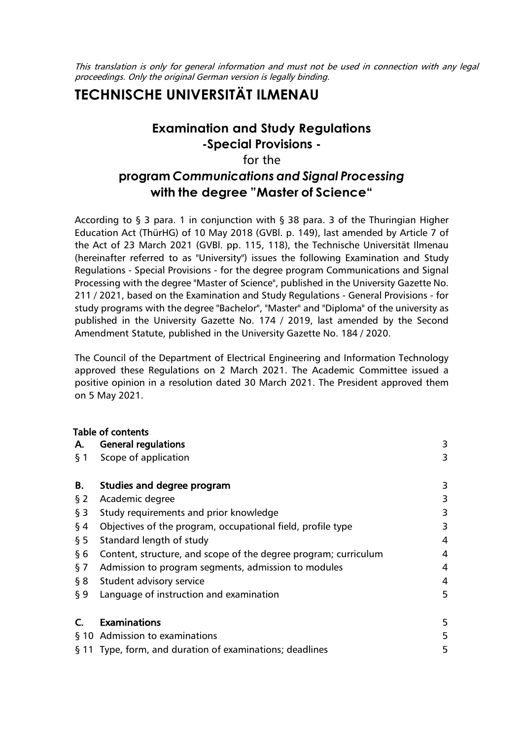*This translation is only for general information and must not be used in connection with any legal proceedings. Only the original German version is legally binding.*

# TECHNISCHE UNIVERSITÄT ILMENAU

## Examination and Study Regulations -Special Provisions - for the program *Communications and Signal Processing* with the degree "Master of Science"

According to § 3 para. 1 in conjunction with § 38 para. 3 of the Thuringian Higher Education Act (ThürHG) of 10 May 2018 (GVBl. p. 149), last amended by Article 7 of the Act of 23 March 2021 (GVBl. pp. 115, 118), the Technische Universität Ilmenau (hereinafter referred to as "University") issues the following Examination and Study Regulations - Special Provisions - for the degree program Communications and Signal Processing with the degree "Master of Science", published in the University Gazette No. 211 / 2021, based on the Examination and Study Regulations - General Provisions - for study programs with the degree "Bachelor", "Master" and "Diploma" of the university as published in the University Gazette No. 174 / 2019, last amended by the Second Amendment Statute, published in the University Gazette No. 184 / 2020.

The Council of the Department of Electrical Engineering and Information Technology approved these Regulations on 2 March 2021. The Academic Committee issued a positive opinion in a resolution dated 30 March 2021. The President approved them on 5 May 2021.

**Table of contents**

| | | |
|---|---|---|
| **A.** | **General regulations** | 3 |
| § 1 | Scope of application | 3 |
| **B.** | **Studies and degree program** | 3 |
| § 2 | Academic degree | 3 |
| § 3 | Study requirements and prior knowledge | 3 |
| § 4 | Objectives of the program, occupational field, profile type | 3 |
| § 5 | Standard length of study | 4 |
| § 6 | Content, structure, and scope of the degree program; curriculum | 4 |
| § 7 | Admission to program segments, admission to modules | 4 |
| § 8 | Student advisory service | 4 |
| § 9 | Language of instruction and examination | 5 |
| **C.** | **Examinations** | 5 |
| § 10 | Admission to examinations | 5 |
| § 11 | Type, form, and duration of examinations; deadlines | 5 |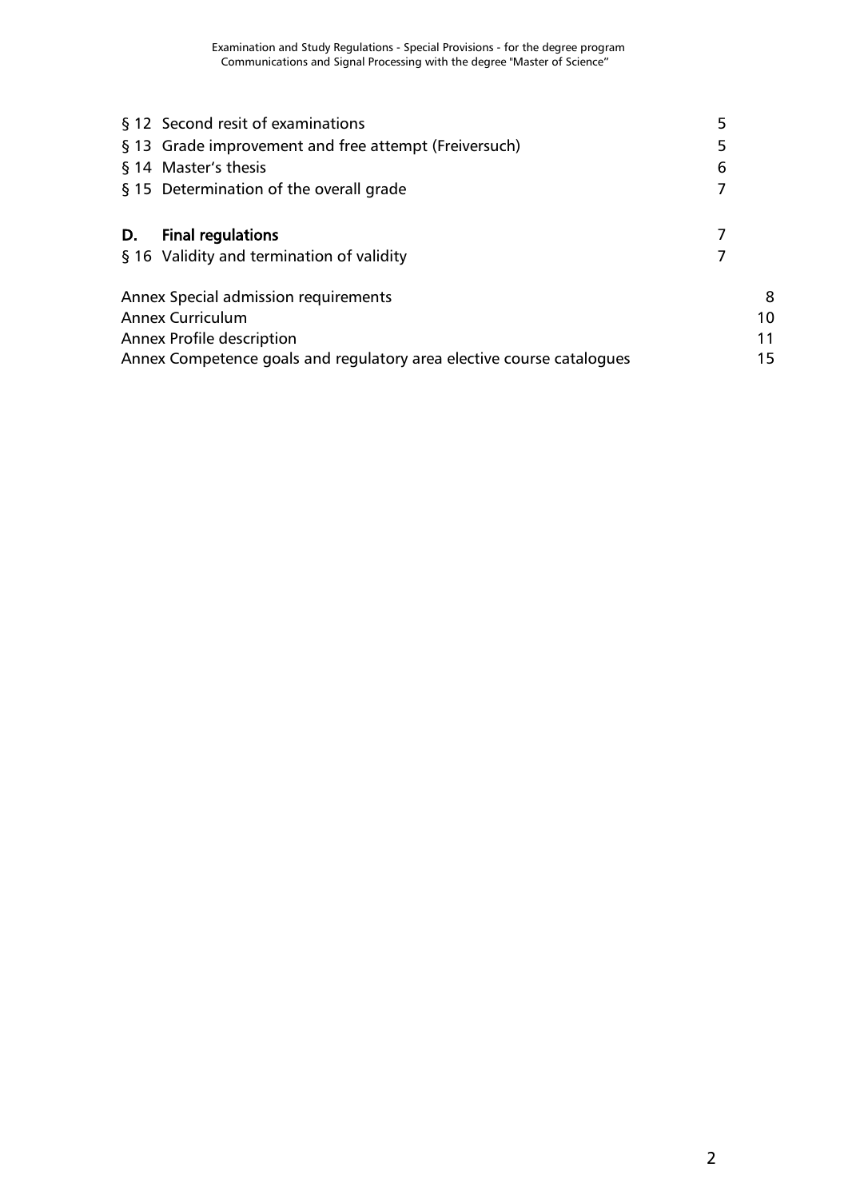| | |
|---|---|
| § 12 Second resit of examinations | 5 |
| § 13 Grade improvement and free attempt (Freiversuch) | 5 |
| § 14 Master's thesis | 6 |
| § 15 Determination of the overall grade | 7 |
| **D. Final regulations** | 7 |
| § 16 Validity and termination of validity | 7 |
| Annex Special admission requirements | 8 |
| Annex Curriculum | 10 |
| Annex Profile description | 11 |
| Annex Competence goals and regulatory area elective course catalogues | 15 |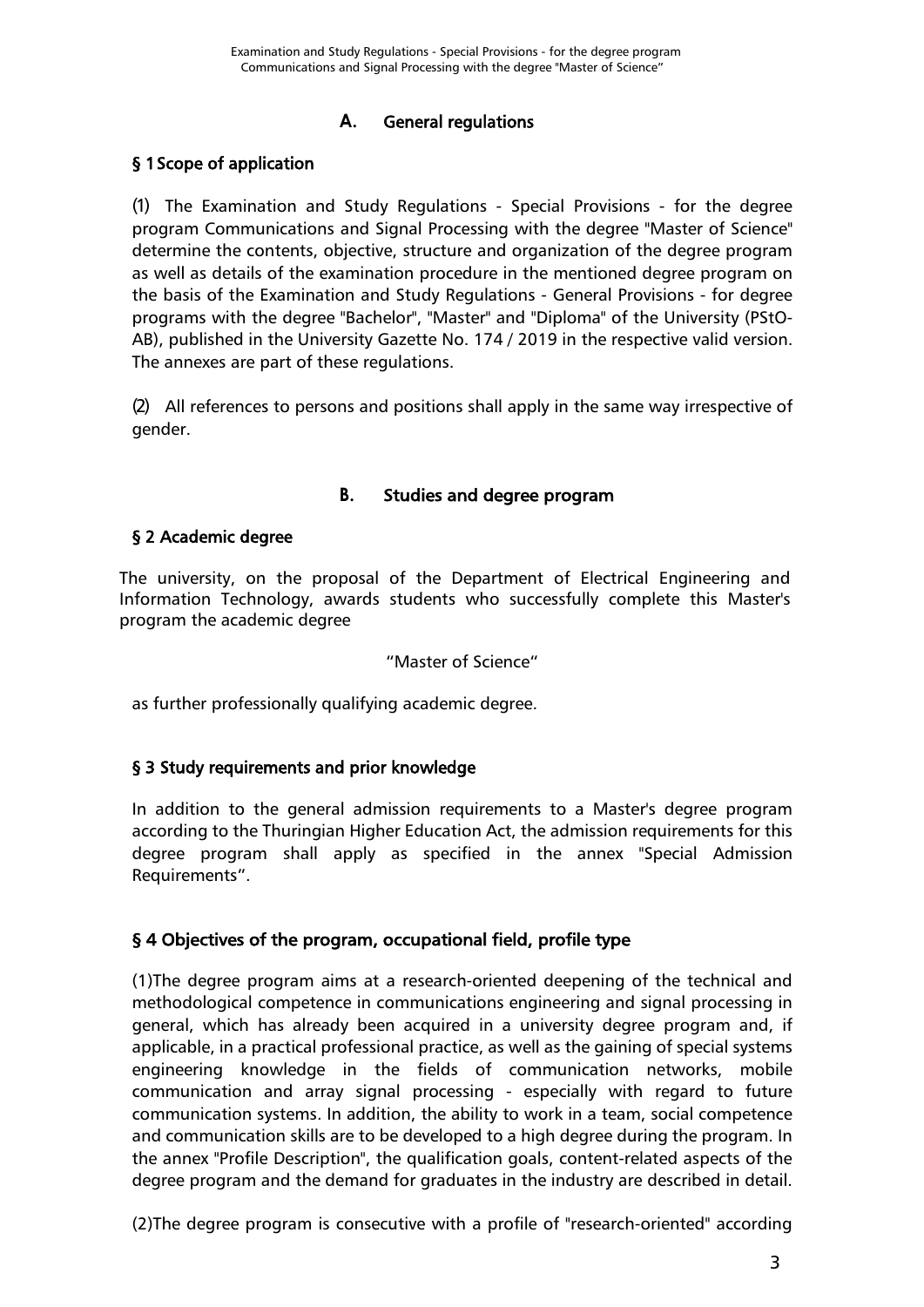## A. General regulations

### § 1 Scope of application

(1) The Examination and Study Regulations - Special Provisions - for the degree program Communications and Signal Processing with the degree "Master of Science" determine the contents, objective, structure and organization of the degree program as well as details of the examination procedure in the mentioned degree program on the basis of the Examination and Study Regulations - General Provisions - for degree programs with the degree "Bachelor", "Master" and "Diploma" of the University (PStO-AB), published in the University Gazette No. 174 / 2019 in the respective valid version. The annexes are part of these regulations.

(2) All references to persons and positions shall apply in the same way irrespective of gender.

## B. Studies and degree program

### § 2 Academic degree

The university, on the proposal of the Department of Electrical Engineering and Information Technology, awards students who successfully complete this Master's program the academic degree

"Master of Science"

as further professionally qualifying academic degree.

### § 3 Study requirements and prior knowledge

In addition to the general admission requirements to a Master's degree program according to the Thuringian Higher Education Act, the admission requirements for this degree program shall apply as specified in the annex "Special Admission Requirements".

### § 4 Objectives of the program, occupational field, profile type

(1)The degree program aims at a research-oriented deepening of the technical and methodological competence in communications engineering and signal processing in general, which has already been acquired in a university degree program and, if applicable, in a practical professional practice, as well as the gaining of special systems engineering knowledge in the fields of communication networks, mobile communication and array signal processing - especially with regard to future communication systems. In addition, the ability to work in a team, social competence and communication skills are to be developed to a high degree during the program. In the annex "Profile Description", the qualification goals, content-related aspects of the degree program and the demand for graduates in the industry are described in detail.

(2)The degree program is consecutive with a profile of "research-oriented" according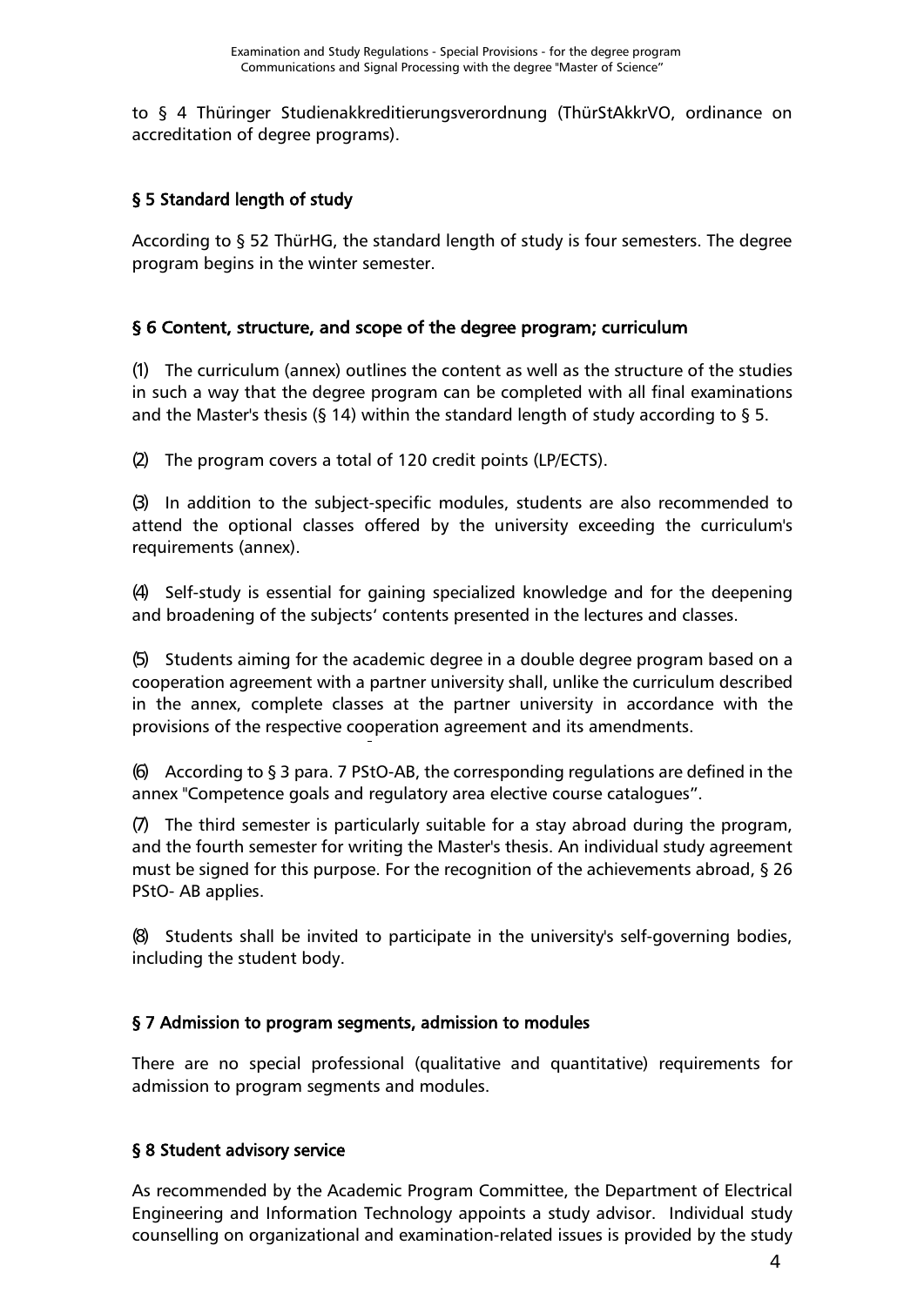to § 4 Thüringer Studienakkreditierungsverordnung (ThürStAkkrVO, ordinance on accreditation of degree programs).

## § 5 Standard length of study

According to § 52 ThürHG, the standard length of study is four semesters. The degree program begins in the winter semester.

## § 6 Content, structure, and scope of the degree program; curriculum

(1) The curriculum (annex) outlines the content as well as the structure of the studies in such a way that the degree program can be completed with all final examinations and the Master's thesis (§ 14) within the standard length of study according to § 5.

(2) The program covers a total of 120 credit points (LP/ECTS).

(3) In addition to the subject-specific modules, students are also recommended to attend the optional classes offered by the university exceeding the curriculum's requirements (annex).

(4) Self-study is essential for gaining specialized knowledge and for the deepening and broadening of the subjects' contents presented in the lectures and classes.

(5) Students aiming for the academic degree in a double degree program based on a cooperation agreement with a partner university shall, unlike the curriculum described in the annex, complete classes at the partner university in accordance with the provisions of the respective cooperation agreement and its amendments.

(6) According to § 3 para. 7 PStO-AB, the corresponding regulations are defined in the annex "Competence goals and regulatory area elective course catalogues".

(7) The third semester is particularly suitable for a stay abroad during the program, and the fourth semester for writing the Master's thesis. An individual study agreement must be signed for this purpose. For the recognition of the achievements abroad, § 26 PStO- AB applies.

(8) Students shall be invited to participate in the university's self-governing bodies, including the student body.

## § 7 Admission to program segments, admission to modules

There are no special professional (qualitative and quantitative) requirements for admission to program segments and modules.

## § 8 Student advisory service

As recommended by the Academic Program Committee, the Department of Electrical Engineering and Information Technology appoints a study advisor. Individual study counselling on organizational and examination-related issues is provided by the study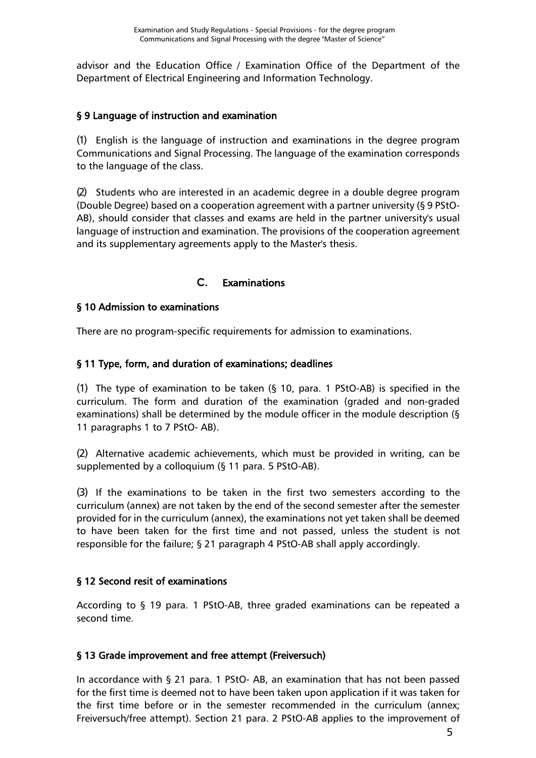advisor and the Education Office / Examination Office of the Department of the Department of Electrical Engineering and Information Technology.

### § 9 Language of instruction and examination

(1) English is the language of instruction and examinations in the degree program Communications and Signal Processing. The language of the examination corresponds to the language of the class.

(2) Students who are interested in an academic degree in a double degree program (Double Degree) based on a cooperation agreement with a partner university (§ 9 PStO-AB), should consider that classes and exams are held in the partner university's usual language of instruction and examination. The provisions of the cooperation agreement and its supplementary agreements apply to the Master's thesis.

## C. Examinations

### § 10 Admission to examinations

There are no program-specific requirements for admission to examinations.

### § 11 Type, form, and duration of examinations; deadlines

(1) The type of examination to be taken (§ 10, para. 1 PStO-AB) is specified in the curriculum. The form and duration of the examination (graded and non-graded examinations) shall be determined by the module officer in the module description (§ 11 paragraphs 1 to 7 PStO- AB).

(2) Alternative academic achievements, which must be provided in writing, can be supplemented by a colloquium (§ 11 para. 5 PStO-AB).

(3) If the examinations to be taken in the first two semesters according to the curriculum (annex) are not taken by the end of the second semester after the semester provided for in the curriculum (annex), the examinations not yet taken shall be deemed to have been taken for the first time and not passed, unless the student is not responsible for the failure; § 21 paragraph 4 PStO-AB shall apply accordingly.

### § 12 Second resit of examinations

According to § 19 para. 1 PStO-AB, three graded examinations can be repeated a second time.

### § 13 Grade improvement and free attempt (Freiversuch)

In accordance with § 21 para. 1 PStO- AB, an examination that has not been passed for the first time is deemed not to have been taken upon application if it was taken for the first time before or in the semester recommended in the curriculum (annex; Freiversuch/free attempt). Section 21 para. 2 PStO-AB applies to the improvement of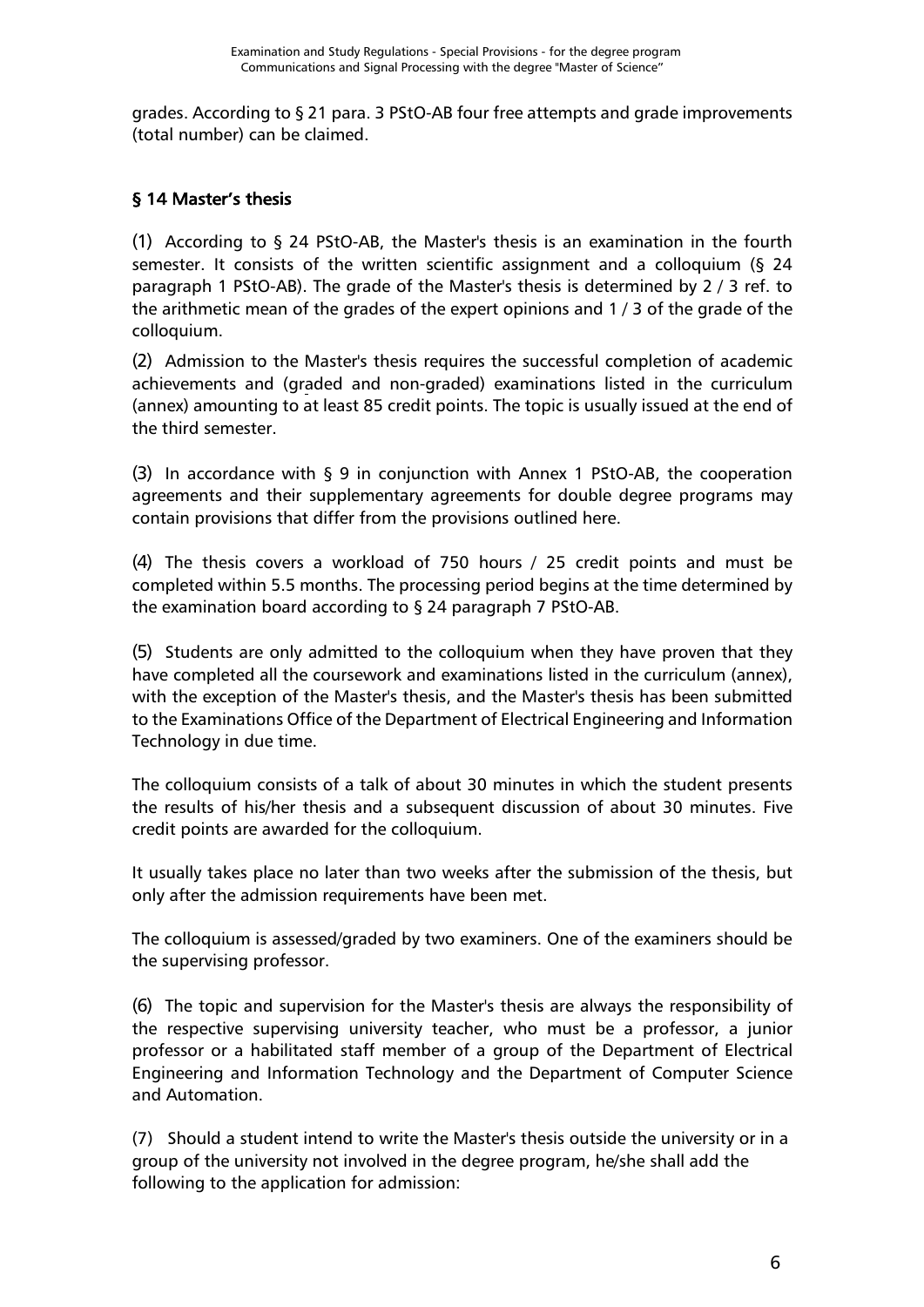grades. According to § 21 para. 3 PStO-AB four free attempts and grade improvements (total number) can be claimed.

## § 14 Master's thesis

(1) According to § 24 PStO-AB, the Master's thesis is an examination in the fourth semester. It consists of the written scientific assignment and a colloquium (§ 24 paragraph 1 PStO-AB). The grade of the Master's thesis is determined by 2 / 3 ref. to the arithmetic mean of the grades of the expert opinions and 1 / 3 of the grade of the colloquium.

(2) Admission to the Master's thesis requires the successful completion of academic achievements and (graded and non-graded) examinations listed in the curriculum (annex) amounting to at least 85 credit points. The topic is usually issued at the end of the third semester.

(3) In accordance with § 9 in conjunction with Annex 1 PStO-AB, the cooperation agreements and their supplementary agreements for double degree programs may contain provisions that differ from the provisions outlined here.

(4) The thesis covers a workload of 750 hours / 25 credit points and must be completed within 5.5 months. The processing period begins at the time determined by the examination board according to § 24 paragraph 7 PStO-AB.

(5) Students are only admitted to the colloquium when they have proven that they have completed all the coursework and examinations listed in the curriculum (annex), with the exception of the Master's thesis, and the Master's thesis has been submitted to the Examinations Office of the Department of Electrical Engineering and Information Technology in due time.

The colloquium consists of a talk of about 30 minutes in which the student presents the results of his/her thesis and a subsequent discussion of about 30 minutes. Five credit points are awarded for the colloquium.

It usually takes place no later than two weeks after the submission of the thesis, but only after the admission requirements have been met.

The colloquium is assessed/graded by two examiners. One of the examiners should be the supervising professor.

(6) The topic and supervision for the Master's thesis are always the responsibility of the respective supervising university teacher, who must be a professor, a junior professor or a habilitated staff member of a group of the Department of Electrical Engineering and Information Technology and the Department of Computer Science and Automation.

(7) Should a student intend to write the Master's thesis outside the university or in a group of the university not involved in the degree program, he/she shall add the following to the application for admission: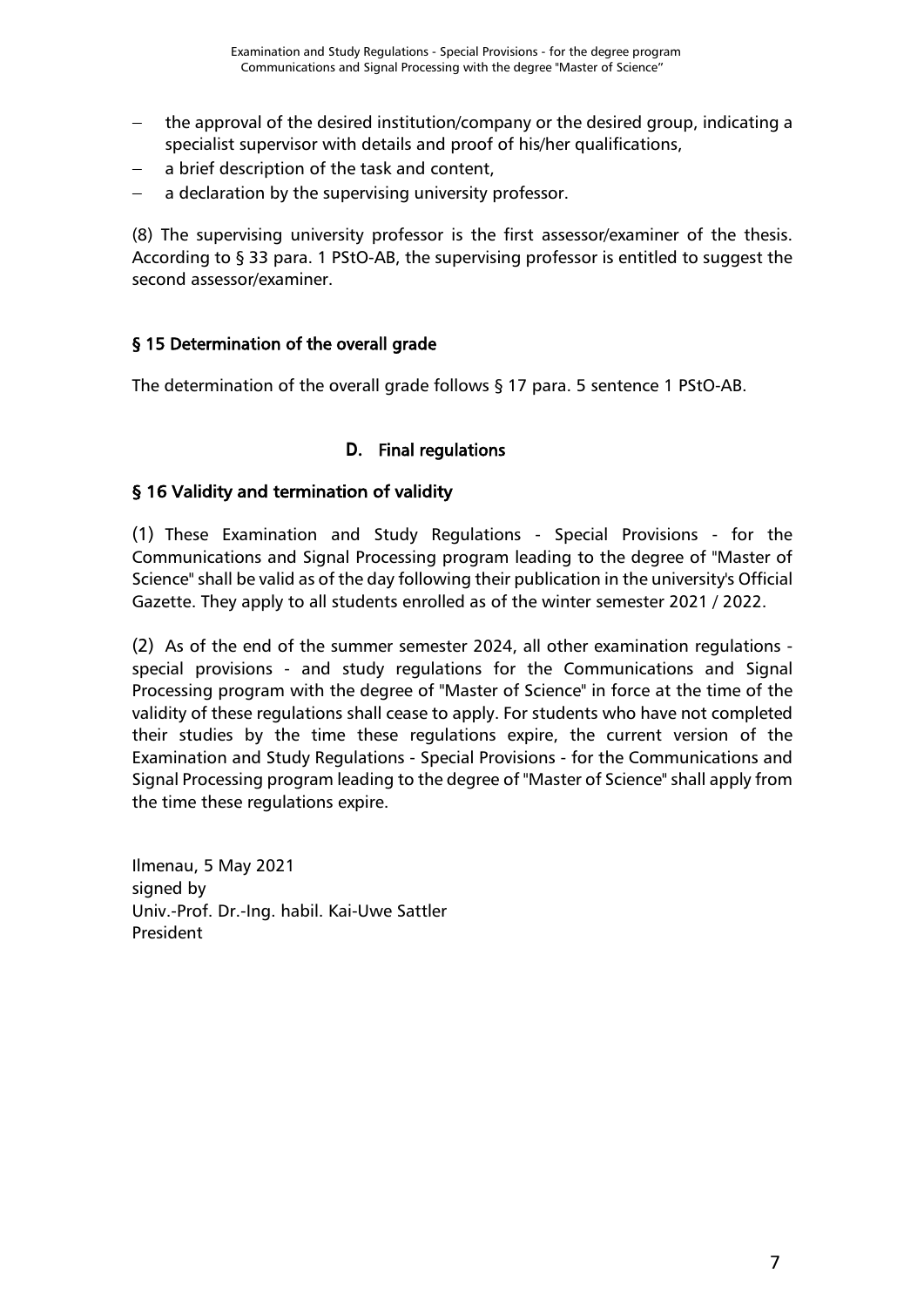- the approval of the desired institution/company or the desired group, indicating a specialist supervisor with details and proof of his/her qualifications,
- a brief description of the task and content,
- a declaration by the supervising university professor.

(8) The supervising university professor is the first assessor/examiner of the thesis. According to § 33 para. 1 PStO-AB, the supervising professor is entitled to suggest the second assessor/examiner.

### § 15 Determination of the overall grade

The determination of the overall grade follows § 17 para. 5 sentence 1 PStO-AB.

## D. Final regulations

### § 16 Validity and termination of validity

(1) These Examination and Study Regulations - Special Provisions - for the Communications and Signal Processing program leading to the degree of "Master of Science" shall be valid as of the day following their publication in the university's Official Gazette. They apply to all students enrolled as of the winter semester 2021 / 2022.

(2) As of the end of the summer semester 2024, all other examination regulations - special provisions - and study regulations for the Communications and Signal Processing program with the degree of "Master of Science" in force at the time of the validity of these regulations shall cease to apply. For students who have not completed their studies by the time these regulations expire, the current version of the Examination and Study Regulations - Special Provisions - for the Communications and Signal Processing program leading to the degree of "Master of Science" shall apply from the time these regulations expire.

Ilmenau, 5 May 2021
signed by
Univ.-Prof. Dr.-Ing. habil. Kai-Uwe Sattler
President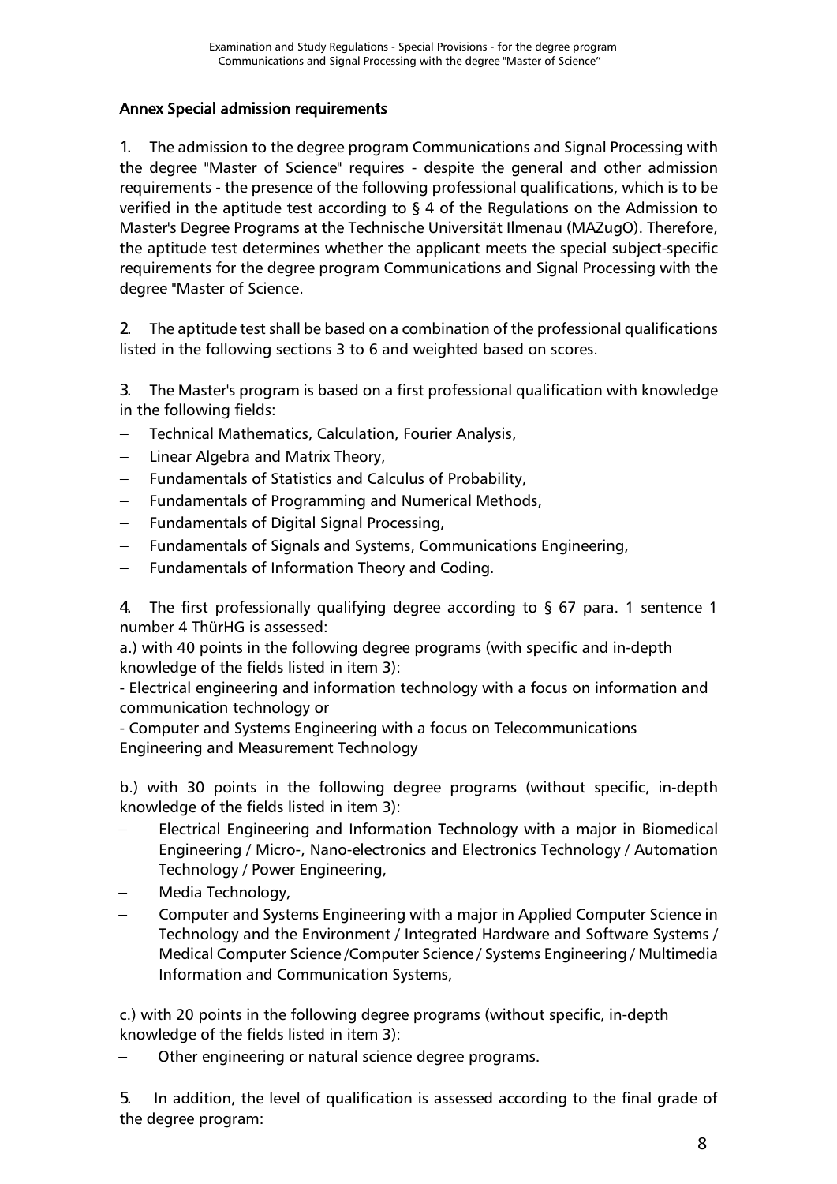## Annex Special admission requirements

1. The admission to the degree program Communications and Signal Processing with the degree "Master of Science" requires - despite the general and other admission requirements - the presence of the following professional qualifications, which is to be verified in the aptitude test according to § 4 of the Regulations on the Admission to Master's Degree Programs at the Technische Universität Ilmenau (MAZugO). Therefore, the aptitude test determines whether the applicant meets the special subject-specific requirements for the degree program Communications and Signal Processing with the degree "Master of Science.

2. The aptitude test shall be based on a combination of the professional qualifications listed in the following sections 3 to 6 and weighted based on scores.

3. The Master's program is based on a first professional qualification with knowledge in the following fields:

- Technical Mathematics, Calculation, Fourier Analysis,
- Linear Algebra and Matrix Theory,
- Fundamentals of Statistics and Calculus of Probability,
- Fundamentals of Programming and Numerical Methods,
- Fundamentals of Digital Signal Processing,
- Fundamentals of Signals and Systems, Communications Engineering,
- Fundamentals of Information Theory and Coding.

4. The first professionally qualifying degree according to § 67 para. 1 sentence 1 number 4 ThürHG is assessed:

a.) with 40 points in the following degree programs (with specific and in-depth knowledge of the fields listed in item 3):

- Electrical engineering and information technology with a focus on information and communication technology or
- Computer and Systems Engineering with a focus on Telecommunications Engineering and Measurement Technology

b.) with 30 points in the following degree programs (without specific, in-depth knowledge of the fields listed in item 3):

- Electrical Engineering and Information Technology with a major in Biomedical Engineering / Micro-, Nano-electronics and Electronics Technology / Automation Technology / Power Engineering,
- Media Technology,
- Computer and Systems Engineering with a major in Applied Computer Science in Technology and the Environment / Integrated Hardware and Software Systems / Medical Computer Science /Computer Science / Systems Engineering / Multimedia Information and Communication Systems,

c.) with 20 points in the following degree programs (without specific, in-depth knowledge of the fields listed in item 3):

- Other engineering or natural science degree programs.

5. In addition, the level of qualification is assessed according to the final grade of the degree program: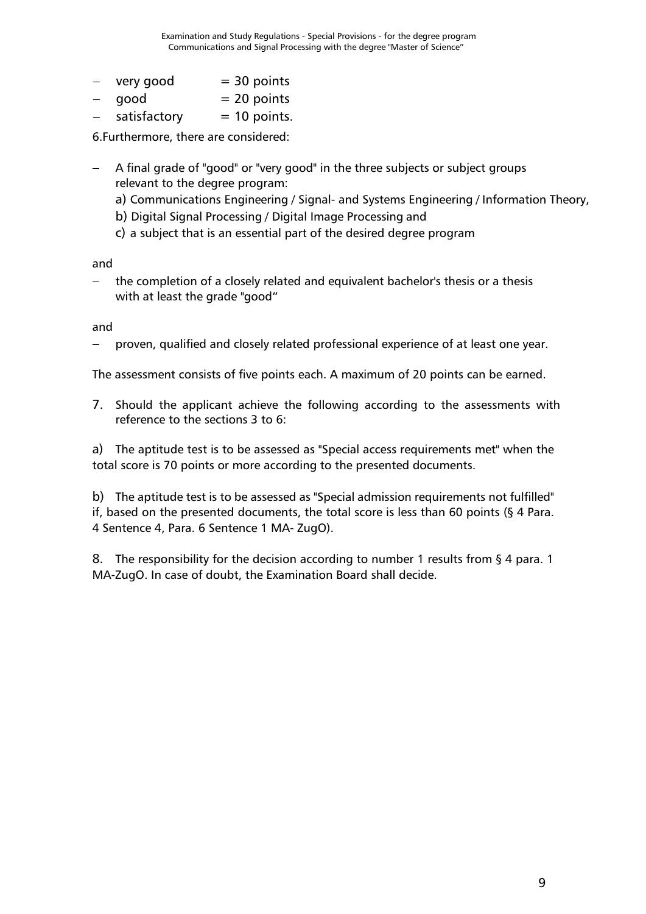- very good = 30 points
- good = 20 points
- satisfactory = 10 points.

6.Furthermore, there are considered:

- A final grade of "good" or "very good" in the three subjects or subject groups relevant to the degree program:
  a) Communications Engineering / Signal- and Systems Engineering / Information Theory,
  b) Digital Signal Processing / Digital Image Processing and
  c) a subject that is an essential part of the desired degree program

and

- the completion of a closely related and equivalent bachelor's thesis or a thesis with at least the grade "good“

and

- proven, qualified and closely related professional experience of at least one year.

The assessment consists of five points each. A maximum of 20 points can be earned.

7. Should the applicant achieve the following according to the assessments with reference to the sections 3 to 6:

a) The aptitude test is to be assessed as "Special access requirements met" when the total score is 70 points or more according to the presented documents.

b) The aptitude test is to be assessed as "Special admission requirements not fulfilled" if, based on the presented documents, the total score is less than 60 points (§ 4 Para. 4 Sentence 4, Para. 6 Sentence 1 MA- ZugO).

8. The responsibility for the decision according to number 1 results from § 4 para. 1 MA-ZugO. In case of doubt, the Examination Board shall decide.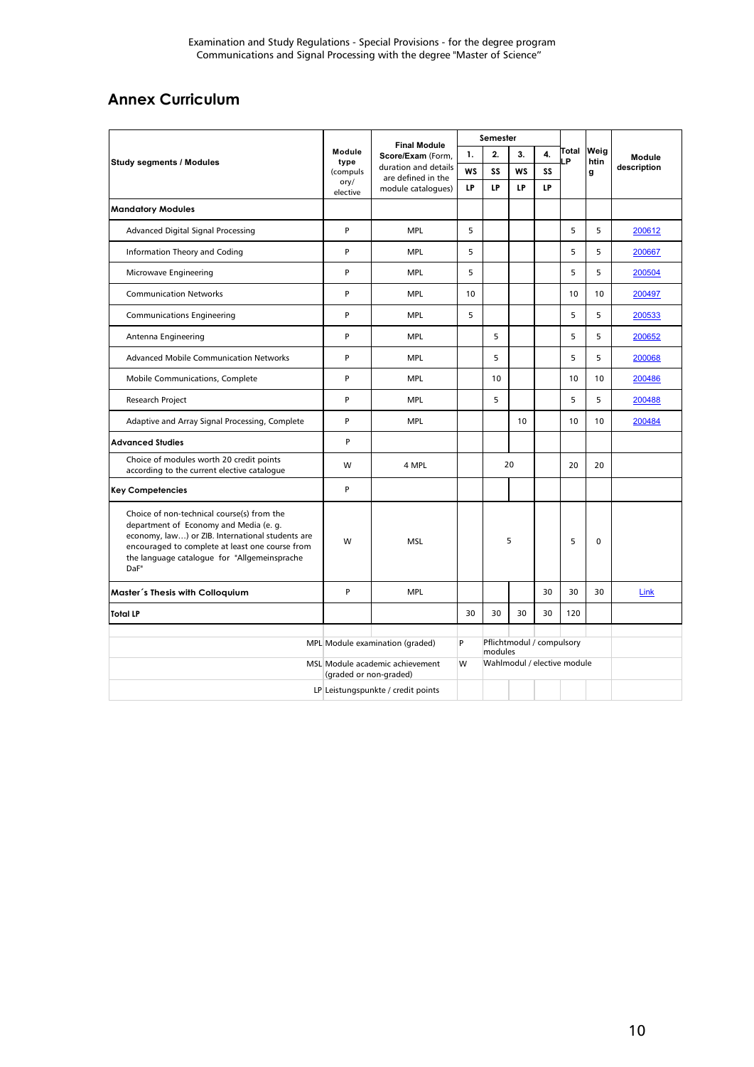# Annex Curriculum

| Study segments / Modules | Module type (compulsory/ elective | Final Module Score/Exam (Form, duration and details are defined in the module catalogues) | Semester 1. WS LP | 2. SS LP | 3. WS LP | 4. SS LP | Total LP | Weighting | Module description |
|---|---|---|---|---|---|---|---|---|---|
| **Mandatory Modules** | | | | | | | | | |
| Advanced Digital Signal Processing | P | MPL | 5 | | | | 5 | 5 | 200612 |
| Information Theory and Coding | P | MPL | 5 | | | | 5 | 5 | 200667 |
| Microwave Engineering | P | MPL | 5 | | | | 5 | 5 | 200504 |
| Communication Networks | P | MPL | 10 | | | | 10 | 10 | 200497 |
| Communications Engineering | P | MPL | 5 | | | | 5 | 5 | 200533 |
| Antenna Engineering | P | MPL | | 5 | | | 5 | 5 | 200652 |
| Advanced Mobile Communication Networks | P | MPL | | 5 | | | 5 | 5 | 200068 |
| Mobile Communications, Complete | P | MPL | | 10 | | | 10 | 10 | 200486 |
| Research Project | P | MPL | | 5 | | | 5 | 5 | 200488 |
| Adaptive and Array Signal Processing, Complete | P | MPL | | | 10 | | 10 | 10 | 200484 |
| **Advanced Studies** | P | | | | | | | | |
| Choice of modules worth 20 credit points according to the current elective catalogue | W | 4 MPL | | 20 | | | 20 | 20 | |
| **Key Competencies** | P | | | | | | | | |
| Choice of non-technical course(s) from the department of Economy and Media (e. g. economy, law…) or ZIB. International students are encouraged to complete at least one course from the language catalogue for "Allgemeinsprache DaF" | W | MSL | | 5 | | | 5 | 0 | |
| **Master´s Thesis with Colloquium** | P | MPL | | | | 30 | 30 | 30 | Link |
| **Total LP** | | | 30 | 30 | 30 | 30 | 120 | | |

| | |
|---|---|
| MPL | Module examination (graded) |
| MSL | Module academic achievement (graded or non-graded) |
| LP | Leistungspunkte / credit points |
| P | Pflichtmodul / compulsory modules |
| W | Wahlmodul / elective module |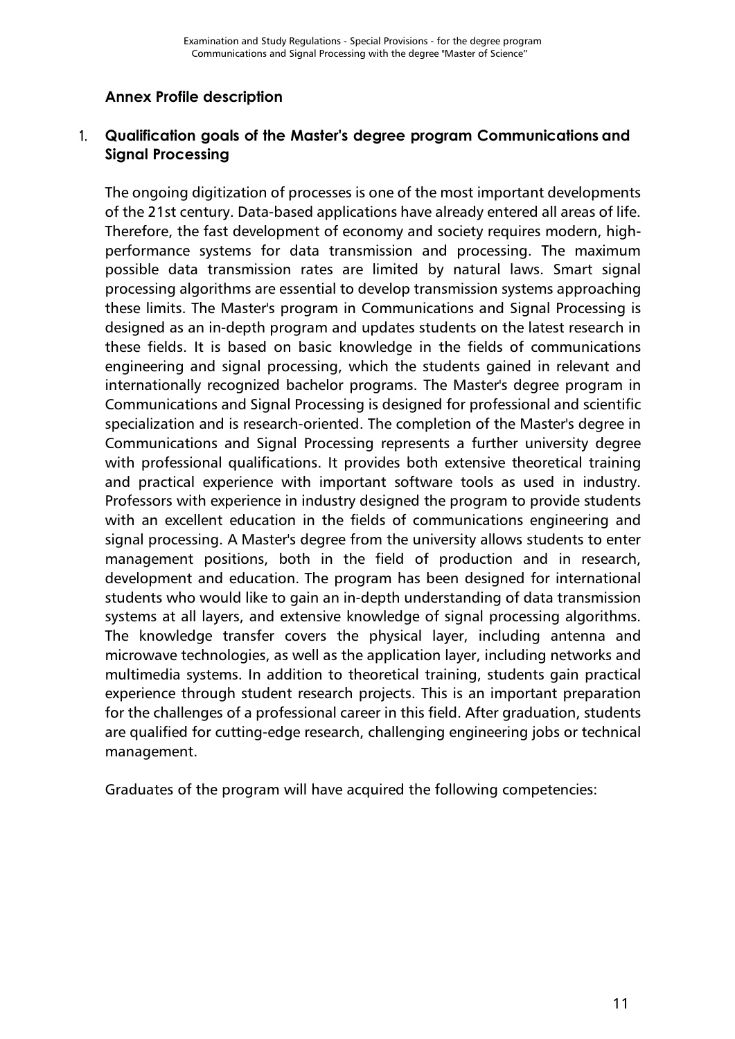## Annex Profile description

### 1. Qualification goals of the Master's degree program Communications and Signal Processing

The ongoing digitization of processes is one of the most important developments of the 21st century. Data-based applications have already entered all areas of life. Therefore, the fast development of economy and society requires modern, high-performance systems for data transmission and processing. The maximum possible data transmission rates are limited by natural laws. Smart signal processing algorithms are essential to develop transmission systems approaching these limits. The Master's program in Communications and Signal Processing is designed as an in-depth program and updates students on the latest research in these fields. It is based on basic knowledge in the fields of communications engineering and signal processing, which the students gained in relevant and internationally recognized bachelor programs. The Master's degree program in Communications and Signal Processing is designed for professional and scientific specialization and is research-oriented. The completion of the Master's degree in Communications and Signal Processing represents a further university degree with professional qualifications. It provides both extensive theoretical training and practical experience with important software tools as used in industry. Professors with experience in industry designed the program to provide students with an excellent education in the fields of communications engineering and signal processing. A Master's degree from the university allows students to enter management positions, both in the field of production and in research, development and education. The program has been designed for international students who would like to gain an in-depth understanding of data transmission systems at all layers, and extensive knowledge of signal processing algorithms. The knowledge transfer covers the physical layer, including antenna and microwave technologies, as well as the application layer, including networks and multimedia systems. In addition to theoretical training, students gain practical experience through student research projects. This is an important preparation for the challenges of a professional career in this field. After graduation, students are qualified for cutting-edge research, challenging engineering jobs or technical management.

Graduates of the program will have acquired the following competencies: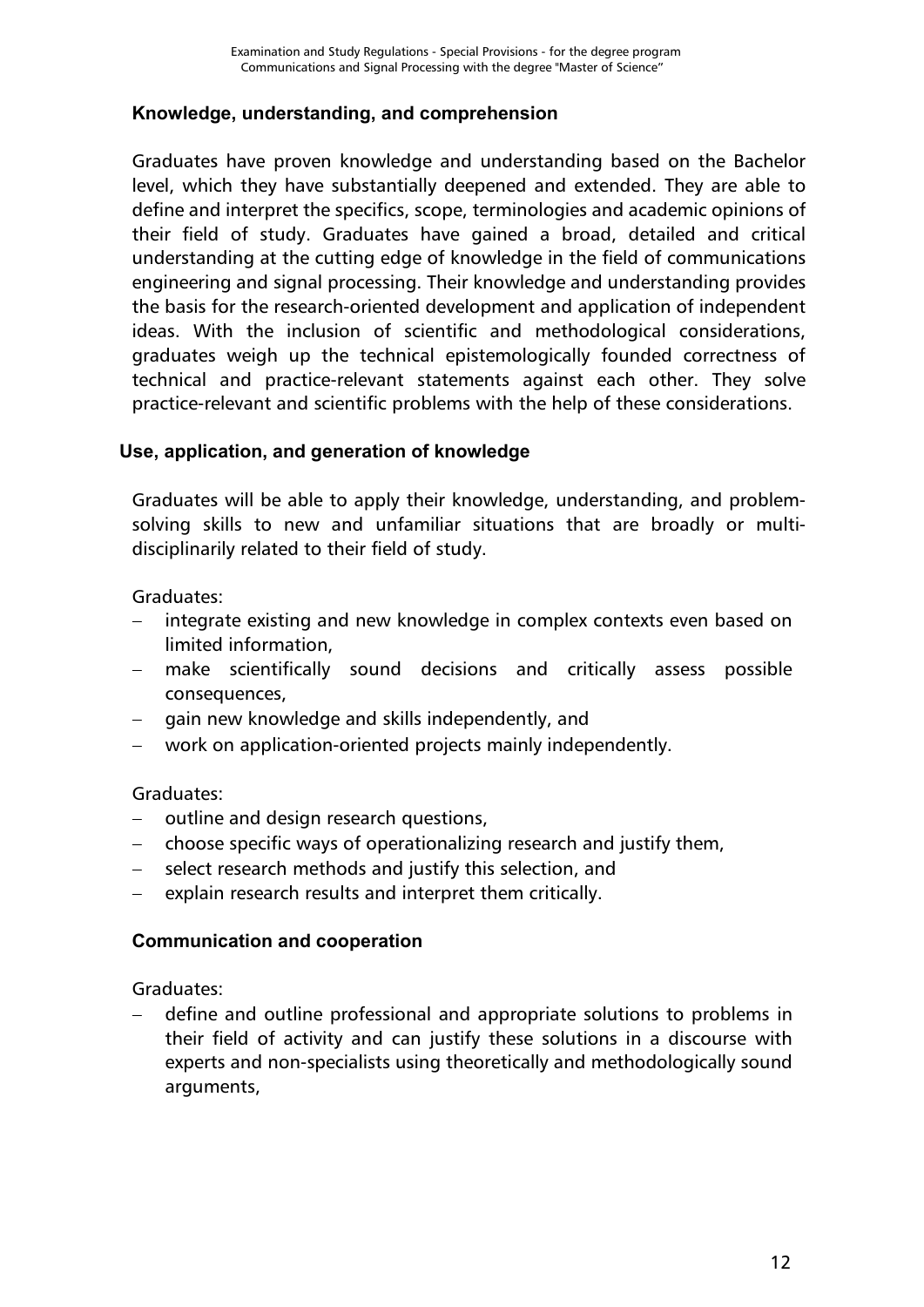### Knowledge, understanding, and comprehension

Graduates have proven knowledge and understanding based on the Bachelor level, which they have substantially deepened and extended. They are able to define and interpret the specifics, scope, terminologies and academic opinions of their field of study. Graduates have gained a broad, detailed and critical understanding at the cutting edge of knowledge in the field of communications engineering and signal processing. Their knowledge and understanding provides the basis for the research-oriented development and application of independent ideas. With the inclusion of scientific and methodological considerations, graduates weigh up the technical epistemologically founded correctness of technical and practice-relevant statements against each other. They solve practice-relevant and scientific problems with the help of these considerations.

### Use, application, and generation of knowledge

Graduates will be able to apply their knowledge, understanding, and problem-solving skills to new and unfamiliar situations that are broadly or multi-disciplinarily related to their field of study.

Graduates:

- integrate existing and new knowledge in complex contexts even based on limited information,
- make scientifically sound decisions and critically assess possible consequences,
- gain new knowledge and skills independently, and
- work on application-oriented projects mainly independently.

Graduates:

- outline and design research questions,
- choose specific ways of operationalizing research and justify them,
- select research methods and justify this selection, and
- explain research results and interpret them critically.

### Communication and cooperation

Graduates:

- define and outline professional and appropriate solutions to problems in their field of activity and can justify these solutions in a discourse with experts and non-specialists using theoretically and methodologically sound arguments,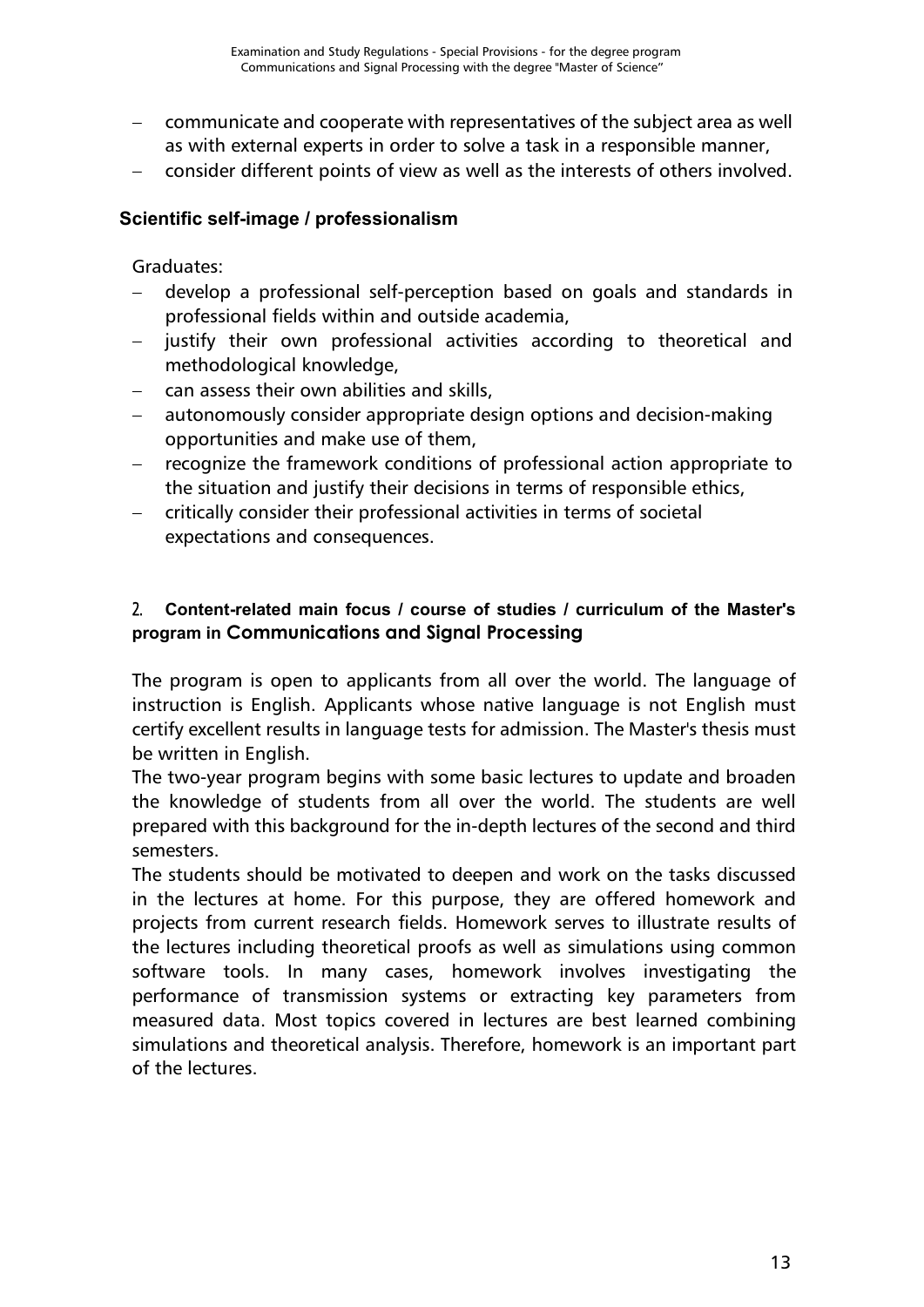- communicate and cooperate with representatives of the subject area as well as with external experts in order to solve a task in a responsible manner,
- consider different points of view as well as the interests of others involved.

### Scientific self-image / professionalism

Graduates:

- develop a professional self-perception based on goals and standards in professional fields within and outside academia,
- justify their own professional activities according to theoretical and methodological knowledge,
- can assess their own abilities and skills,
- autonomously consider appropriate design options and decision-making opportunities and make use of them,
- recognize the framework conditions of professional action appropriate to the situation and justify their decisions in terms of responsible ethics,
- critically consider their professional activities in terms of societal expectations and consequences.

## 2. Content-related main focus / course of studies / curriculum of the Master's program in Communications and Signal Processing

The program is open to applicants from all over the world. The language of instruction is English. Applicants whose native language is not English must certify excellent results in language tests for admission. The Master's thesis must be written in English.

The two-year program begins with some basic lectures to update and broaden the knowledge of students from all over the world. The students are well prepared with this background for the in-depth lectures of the second and third semesters.

The students should be motivated to deepen and work on the tasks discussed in the lectures at home. For this purpose, they are offered homework and projects from current research fields. Homework serves to illustrate results of the lectures including theoretical proofs as well as simulations using common software tools. In many cases, homework involves investigating the performance of transmission systems or extracting key parameters from measured data. Most topics covered in lectures are best learned combining simulations and theoretical analysis. Therefore, homework is an important part of the lectures.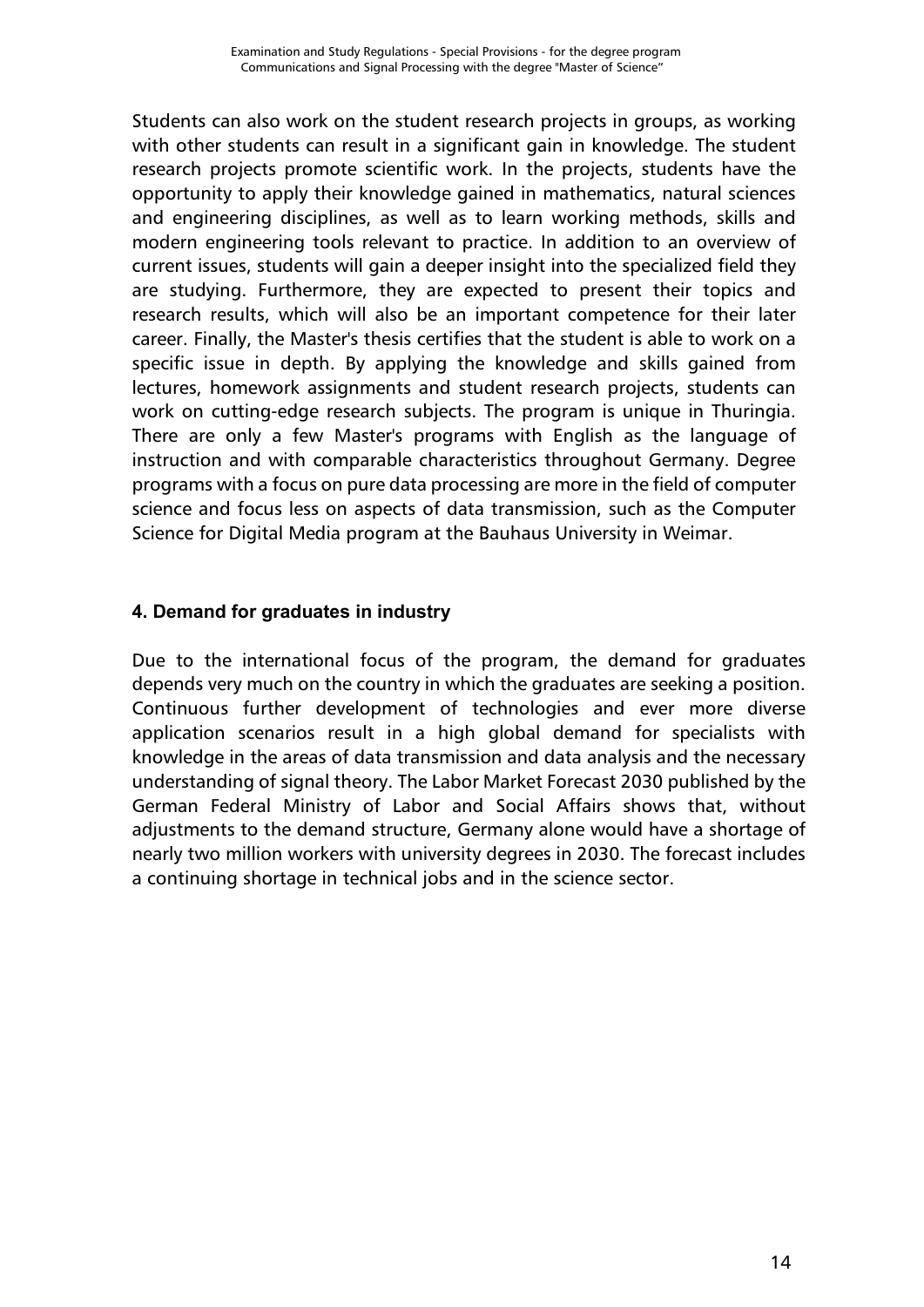Students can also work on the student research projects in groups, as working with other students can result in a significant gain in knowledge. The student research projects promote scientific work. In the projects, students have the opportunity to apply their knowledge gained in mathematics, natural sciences and engineering disciplines, as well as to learn working methods, skills and modern engineering tools relevant to practice. In addition to an overview of current issues, students will gain a deeper insight into the specialized field they are studying. Furthermore, they are expected to present their topics and research results, which will also be an important competence for their later career. Finally, the Master's thesis certifies that the student is able to work on a specific issue in depth. By applying the knowledge and skills gained from lectures, homework assignments and student research projects, students can work on cutting-edge research subjects. The program is unique in Thuringia. There are only a few Master's programs with English as the language of instruction and with comparable characteristics throughout Germany. Degree programs with a focus on pure data processing are more in the field of computer science and focus less on aspects of data transmission, such as the Computer Science for Digital Media program at the Bauhaus University in Weimar.

### 4. Demand for graduates in industry

Due to the international focus of the program, the demand for graduates depends very much on the country in which the graduates are seeking a position. Continuous further development of technologies and ever more diverse application scenarios result in a high global demand for specialists with knowledge in the areas of data transmission and data analysis and the necessary understanding of signal theory. The Labor Market Forecast 2030 published by the German Federal Ministry of Labor and Social Affairs shows that, without adjustments to the demand structure, Germany alone would have a shortage of nearly two million workers with university degrees in 2030. The forecast includes a continuing shortage in technical jobs and in the science sector.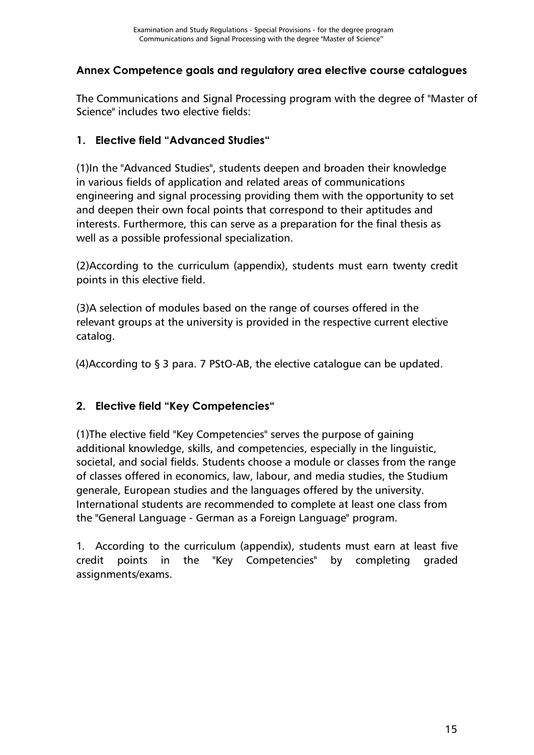## Annex Competence goals and regulatory area elective course catalogues

The Communications and Signal Processing program with the degree of "Master of Science" includes two elective fields:

### 1. Elective field "Advanced Studies"

(1)In the "Advanced Studies", students deepen and broaden their knowledge in various fields of application and related areas of communications engineering and signal processing providing them with the opportunity to set and deepen their own focal points that correspond to their aptitudes and interests. Furthermore, this can serve as a preparation for the final thesis as well as a possible professional specialization.

(2)According to the curriculum (appendix), students must earn twenty credit points in this elective field.

(3)A selection of modules based on the range of courses offered in the relevant groups at the university is provided in the respective current elective catalog.

(4)According to § 3 para. 7 PStO-AB, the elective catalogue can be updated.

### 2. Elective field "Key Competencies"

(1)The elective field "Key Competencies" serves the purpose of gaining additional knowledge, skills, and competencies, especially in the linguistic, societal, and social fields. Students choose a module or classes from the range of classes offered in economics, law, labour, and media studies, the Studium generale, European studies and the languages offered by the university. International students are recommended to complete at least one class from the "General Language - German as a Foreign Language" program.

1. According to the curriculum (appendix), students must earn at least five credit points in the "Key Competencies" by completing graded assignments/exams.